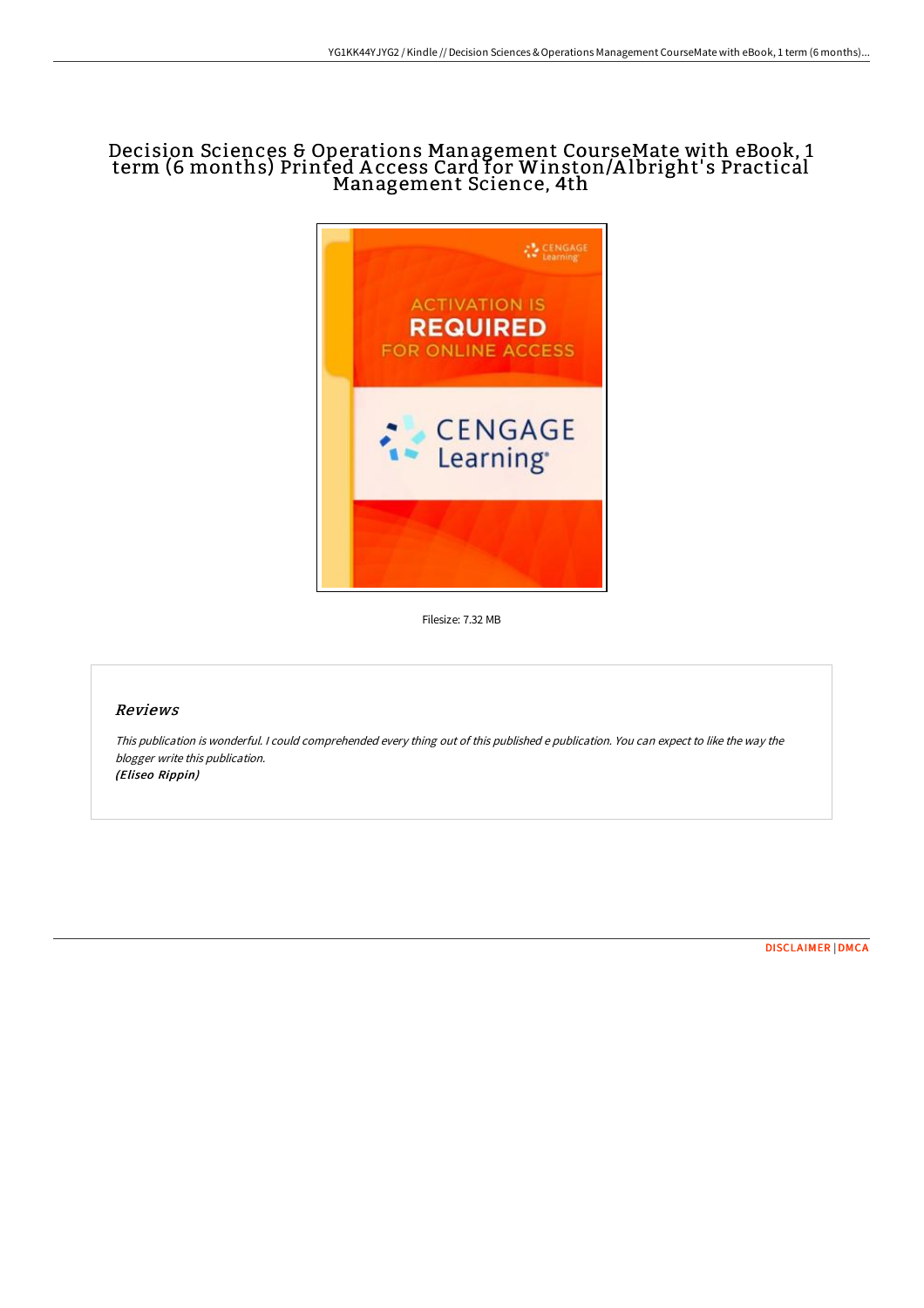# Decision Sciences & Operations Management CourseMate with eBook, 1 term (6 months) Printed Access Card for Winston/Albright's Practical Management Science, 4th

Filesize: 7.32 MB

## Reviews

*This publication is wonderful. I could comprehended every thing out of this published e publication. You can expect to like the way the blogger write this publication.*
*(Eliseo Rippin)*

DISCLAIMER | DMCA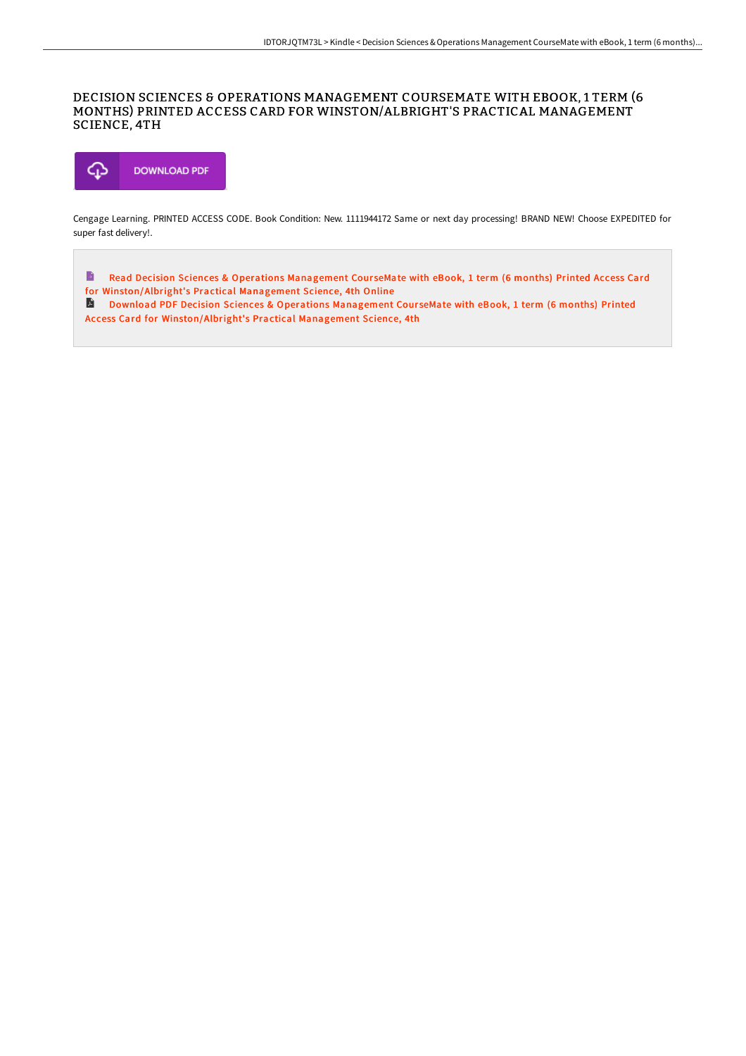# DECISION SCIENCES & OPERATIONS MANAGEMENT COURSEMATE WITH EBOOK, 1 TERM (6 MONTHS) PRINTED ACCESS CARD FOR WINSTON/ALBRIGHT'S PRACTICAL MANAGEMENT SCIENCE, 4TH

DOWNLOAD PDF

Cengage Learning. PRINTED ACCESS CODE. Book Condition: New. 1111944172 Same or next day processing! BRAND NEW! Choose EXPEDITED for super fast delivery!.

Read Decision Sciences & Operations Management CourseMate with eBook, 1 term (6 months) Printed Access Card for Winston/Albright's Practical Management Science, 4th Online

Download PDF Decision Sciences & Operations Management CourseMate with eBook, 1 term (6 months) Printed Access Card for Winston/Albright's Practical Management Science, 4th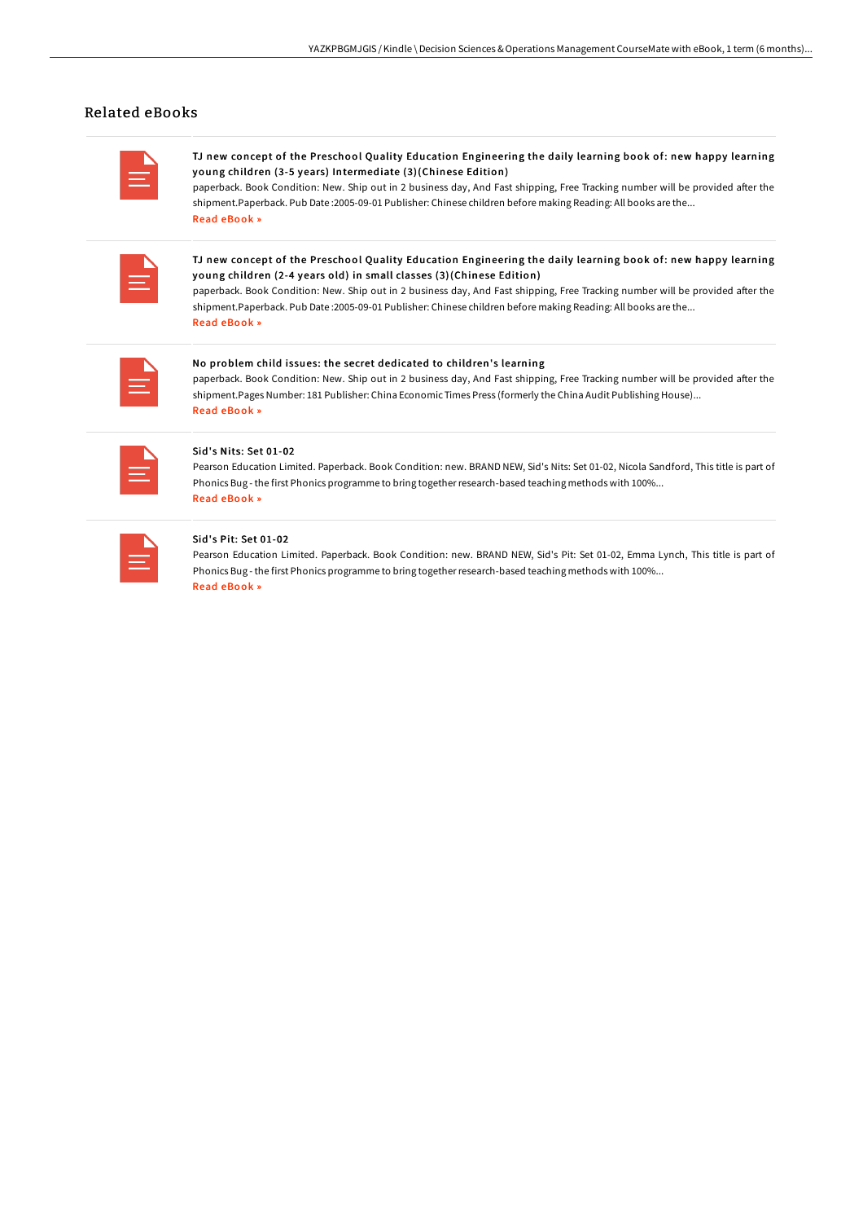## Related eBooks

**TJ new concept of the Preschool Quality Education Engineering the daily learning book of: new happy learning young children (3-5 years) Intermediate (3)(Chinese Edition)**

paperback. Book Condition: New. Ship out in 2 business day, And Fast shipping, Free Tracking number will be provided after the shipment.Paperback. Pub Date :2005-09-01 Publisher: Chinese children before making Reading: All books are the...

Read eBook »

**TJ new concept of the Preschool Quality Education Engineering the daily learning book of: new happy learning young children (2-4 years old) in small classes (3)(Chinese Edition)**

paperback. Book Condition: New. Ship out in 2 business day, And Fast shipping, Free Tracking number will be provided after the shipment.Paperback. Pub Date :2005-09-01 Publisher: Chinese children before making Reading: All books are the...

Read eBook »

**No problem child issues: the secret dedicated to children's learning**

paperback. Book Condition: New. Ship out in 2 business day, And Fast shipping, Free Tracking number will be provided after the shipment.Pages Number: 181 Publisher: China Economic Times Press (formerly the China Audit Publishing House)...

Read eBook »

**Sid's Nits: Set 01-02**

Pearson Education Limited. Paperback. Book Condition: new. BRAND NEW, Sid's Nits: Set 01-02, Nicola Sandford, This title is part of Phonics Bug - the first Phonics programme to bring together research-based teaching methods with 100%...

Read eBook »

**Sid's Pit: Set 01-02**

Pearson Education Limited. Paperback. Book Condition: new. BRAND NEW, Sid's Pit: Set 01-02, Emma Lynch, This title is part of Phonics Bug - the first Phonics programme to bring together research-based teaching methods with 100%...

Read eBook »